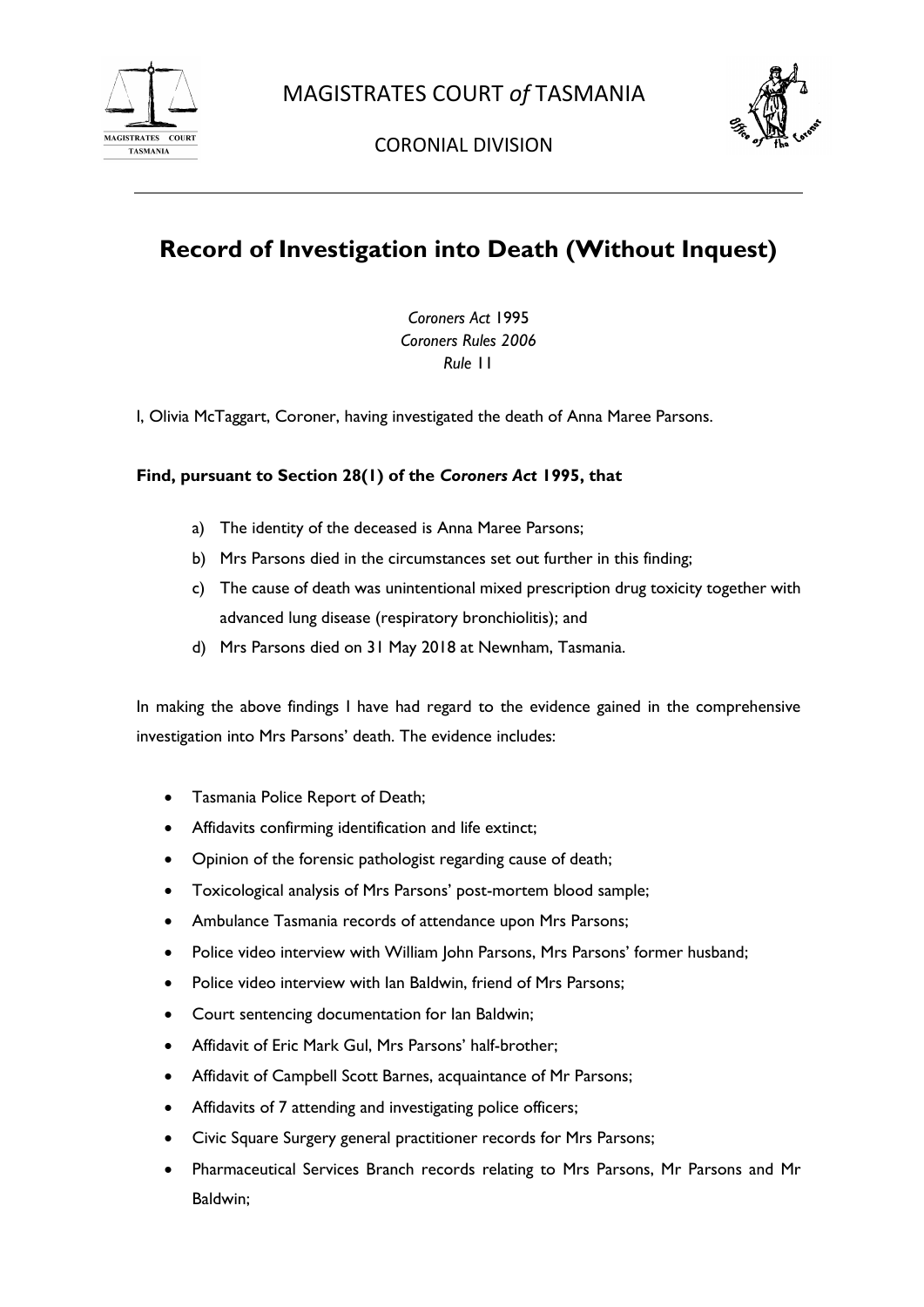MAGISTRATES COURT *of* TASMANIA

CORONIAL DIVISION

# Record of Investigation into Death (Without Inquest)

*Coroners Act* 1995
*Coroners Rules 2006*
*Rule* 11

I, Olivia McTaggart, Coroner, having investigated the death of Anna Maree Parsons.

**Find, pursuant to Section 28(1) of the *Coroners Act* 1995, that**

a) The identity of the deceased is Anna Maree Parsons;
b) Mrs Parsons died in the circumstances set out further in this finding;
c) The cause of death was unintentional mixed prescription drug toxicity together with advanced lung disease (respiratory bronchiolitis); and
d) Mrs Parsons died on 31 May 2018 at Newnham, Tasmania.

In making the above findings I have had regard to the evidence gained in the comprehensive investigation into Mrs Parsons' death. The evidence includes:

- Tasmania Police Report of Death;
- Affidavits confirming identification and life extinct;
- Opinion of the forensic pathologist regarding cause of death;
- Toxicological analysis of Mrs Parsons' post-mortem blood sample;
- Ambulance Tasmania records of attendance upon Mrs Parsons;
- Police video interview with William John Parsons, Mrs Parsons' former husband;
- Police video interview with Ian Baldwin, friend of Mrs Parsons;
- Court sentencing documentation for Ian Baldwin;
- Affidavit of Eric Mark Gul, Mrs Parsons' half-brother;
- Affidavit of Campbell Scott Barnes, acquaintance of Mr Parsons;
- Affidavits of 7 attending and investigating police officers;
- Civic Square Surgery general practitioner records for Mrs Parsons;
- Pharmaceutical Services Branch records relating to Mrs Parsons, Mr Parsons and Mr Baldwin;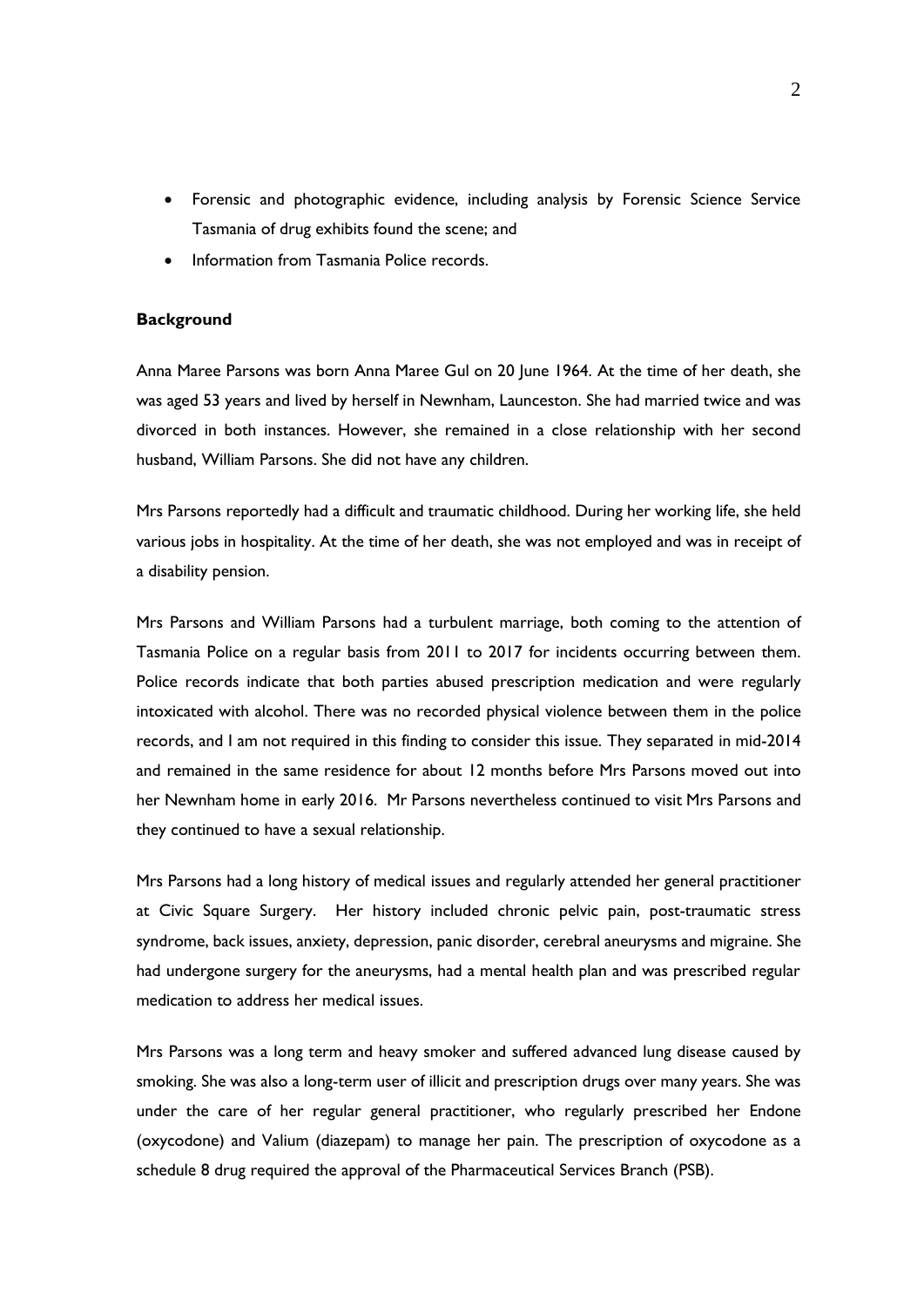- Forensic and photographic evidence, including analysis by Forensic Science Service Tasmania of drug exhibits found the scene; and
- Information from Tasmania Police records.

**Background**

Anna Maree Parsons was born Anna Maree Gul on 20 June 1964. At the time of her death, she was aged 53 years and lived by herself in Newnham, Launceston. She had married twice and was divorced in both instances. However, she remained in a close relationship with her second husband, William Parsons. She did not have any children.

Mrs Parsons reportedly had a difficult and traumatic childhood. During her working life, she held various jobs in hospitality. At the time of her death, she was not employed and was in receipt of a disability pension.

Mrs Parsons and William Parsons had a turbulent marriage, both coming to the attention of Tasmania Police on a regular basis from 2011 to 2017 for incidents occurring between them. Police records indicate that both parties abused prescription medication and were regularly intoxicated with alcohol. There was no recorded physical violence between them in the police records, and I am not required in this finding to consider this issue. They separated in mid-2014 and remained in the same residence for about 12 months before Mrs Parsons moved out into her Newnham home in early 2016. Mr Parsons nevertheless continued to visit Mrs Parsons and they continued to have a sexual relationship.

Mrs Parsons had a long history of medical issues and regularly attended her general practitioner at Civic Square Surgery. Her history included chronic pelvic pain, post-traumatic stress syndrome, back issues, anxiety, depression, panic disorder, cerebral aneurysms and migraine. She had undergone surgery for the aneurysms, had a mental health plan and was prescribed regular medication to address her medical issues.

Mrs Parsons was a long term and heavy smoker and suffered advanced lung disease caused by smoking. She was also a long-term user of illicit and prescription drugs over many years. She was under the care of her regular general practitioner, who regularly prescribed her Endone (oxycodone) and Valium (diazepam) to manage her pain. The prescription of oxycodone as a schedule 8 drug required the approval of the Pharmaceutical Services Branch (PSB).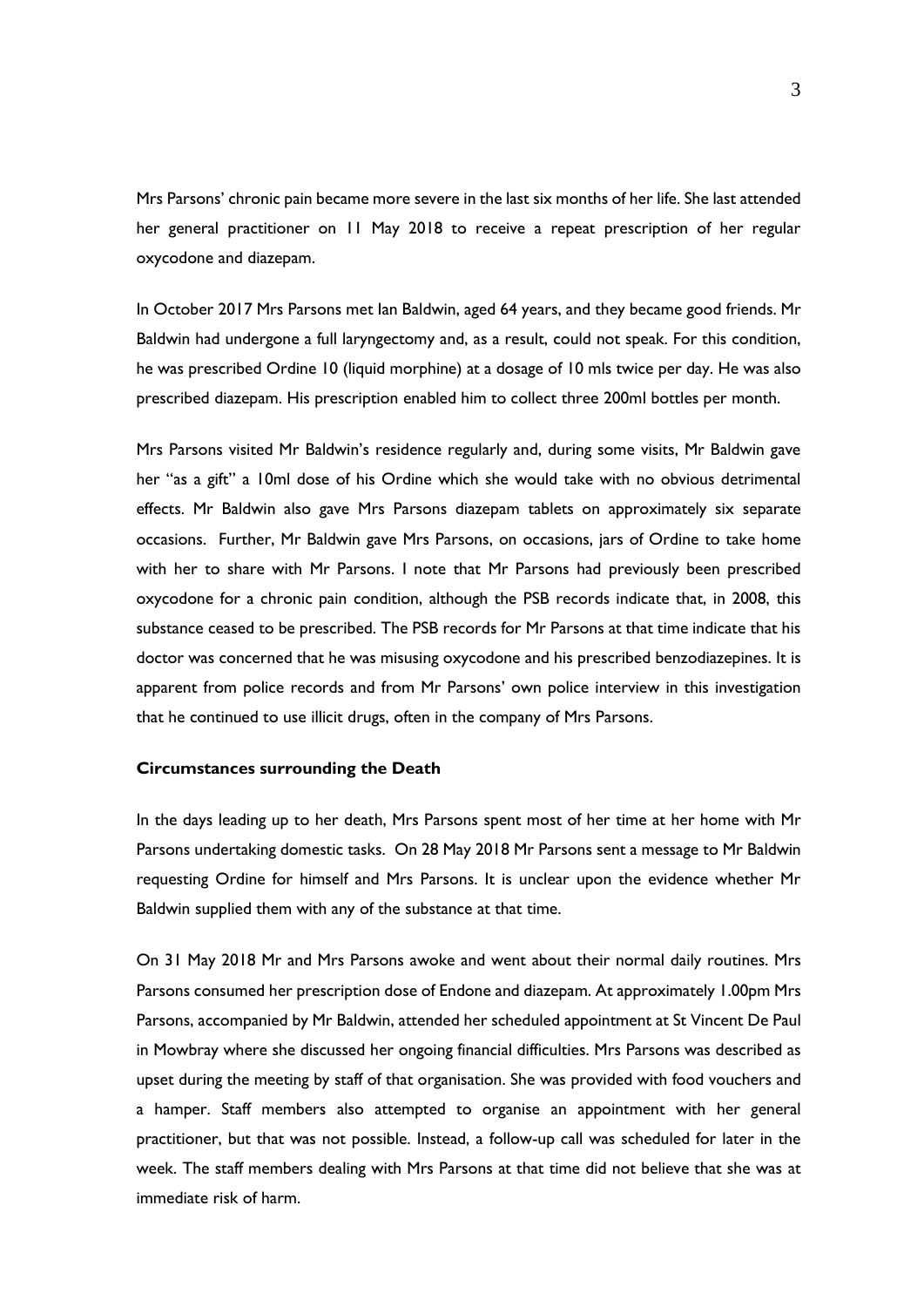Mrs Parsons' chronic pain became more severe in the last six months of her life. She last attended her general practitioner on 11 May 2018 to receive a repeat prescription of her regular oxycodone and diazepam.

In October 2017 Mrs Parsons met Ian Baldwin, aged 64 years, and they became good friends. Mr Baldwin had undergone a full laryngectomy and, as a result, could not speak. For this condition, he was prescribed Ordine 10 (liquid morphine) at a dosage of 10 mls twice per day. He was also prescribed diazepam. His prescription enabled him to collect three 200ml bottles per month.

Mrs Parsons visited Mr Baldwin's residence regularly and, during some visits, Mr Baldwin gave her "as a gift" a 10ml dose of his Ordine which she would take with no obvious detrimental effects. Mr Baldwin also gave Mrs Parsons diazepam tablets on approximately six separate occasions. Further, Mr Baldwin gave Mrs Parsons, on occasions, jars of Ordine to take home with her to share with Mr Parsons. I note that Mr Parsons had previously been prescribed oxycodone for a chronic pain condition, although the PSB records indicate that, in 2008, this substance ceased to be prescribed. The PSB records for Mr Parsons at that time indicate that his doctor was concerned that he was misusing oxycodone and his prescribed benzodiazepines. It is apparent from police records and from Mr Parsons' own police interview in this investigation that he continued to use illicit drugs, often in the company of Mrs Parsons.

**Circumstances surrounding the Death**

In the days leading up to her death, Mrs Parsons spent most of her time at her home with Mr Parsons undertaking domestic tasks. On 28 May 2018 Mr Parsons sent a message to Mr Baldwin requesting Ordine for himself and Mrs Parsons. It is unclear upon the evidence whether Mr Baldwin supplied them with any of the substance at that time.

On 31 May 2018 Mr and Mrs Parsons awoke and went about their normal daily routines. Mrs Parsons consumed her prescription dose of Endone and diazepam. At approximately 1.00pm Mrs Parsons, accompanied by Mr Baldwin, attended her scheduled appointment at St Vincent De Paul in Mowbray where she discussed her ongoing financial difficulties. Mrs Parsons was described as upset during the meeting by staff of that organisation. She was provided with food vouchers and a hamper. Staff members also attempted to organise an appointment with her general practitioner, but that was not possible. Instead, a follow-up call was scheduled for later in the week. The staff members dealing with Mrs Parsons at that time did not believe that she was at immediate risk of harm.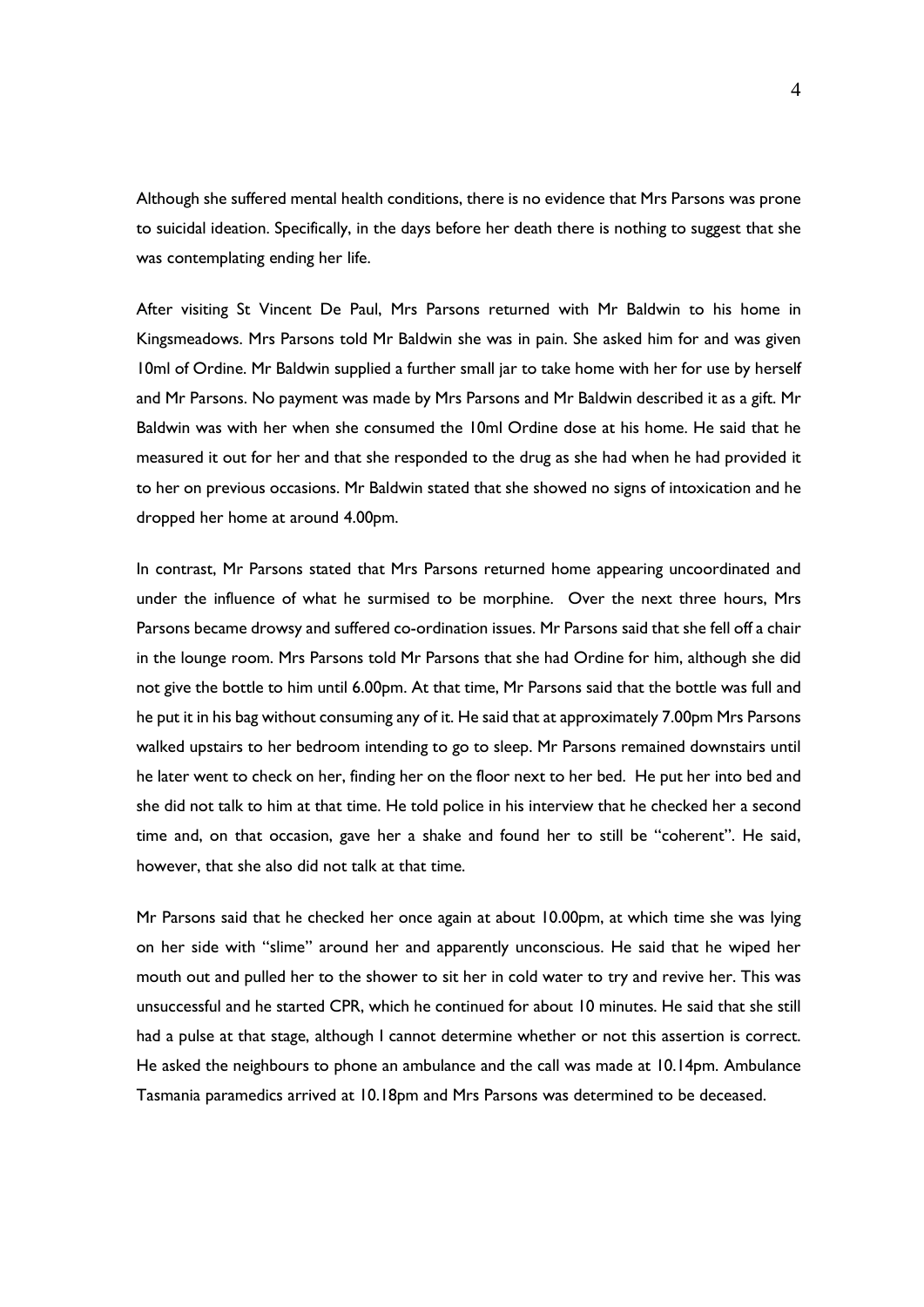Although she suffered mental health conditions, there is no evidence that Mrs Parsons was prone to suicidal ideation. Specifically, in the days before her death there is nothing to suggest that she was contemplating ending her life.

After visiting St Vincent De Paul, Mrs Parsons returned with Mr Baldwin to his home in Kingsmeadows. Mrs Parsons told Mr Baldwin she was in pain. She asked him for and was given 10ml of Ordine. Mr Baldwin supplied a further small jar to take home with her for use by herself and Mr Parsons. No payment was made by Mrs Parsons and Mr Baldwin described it as a gift. Mr Baldwin was with her when she consumed the 10ml Ordine dose at his home. He said that he measured it out for her and that she responded to the drug as she had when he had provided it to her on previous occasions. Mr Baldwin stated that she showed no signs of intoxication and he dropped her home at around 4.00pm.

In contrast, Mr Parsons stated that Mrs Parsons returned home appearing uncoordinated and under the influence of what he surmised to be morphine. Over the next three hours, Mrs Parsons became drowsy and suffered co-ordination issues. Mr Parsons said that she fell off a chair in the lounge room. Mrs Parsons told Mr Parsons that she had Ordine for him, although she did not give the bottle to him until 6.00pm. At that time, Mr Parsons said that the bottle was full and he put it in his bag without consuming any of it. He said that at approximately 7.00pm Mrs Parsons walked upstairs to her bedroom intending to go to sleep. Mr Parsons remained downstairs until he later went to check on her, finding her on the floor next to her bed. He put her into bed and she did not talk to him at that time. He told police in his interview that he checked her a second time and, on that occasion, gave her a shake and found her to still be "coherent". He said, however, that she also did not talk at that time.

Mr Parsons said that he checked her once again at about 10.00pm, at which time she was lying on her side with "slime" around her and apparently unconscious. He said that he wiped her mouth out and pulled her to the shower to sit her in cold water to try and revive her. This was unsuccessful and he started CPR, which he continued for about 10 minutes. He said that she still had a pulse at that stage, although I cannot determine whether or not this assertion is correct. He asked the neighbours to phone an ambulance and the call was made at 10.14pm. Ambulance Tasmania paramedics arrived at 10.18pm and Mrs Parsons was determined to be deceased.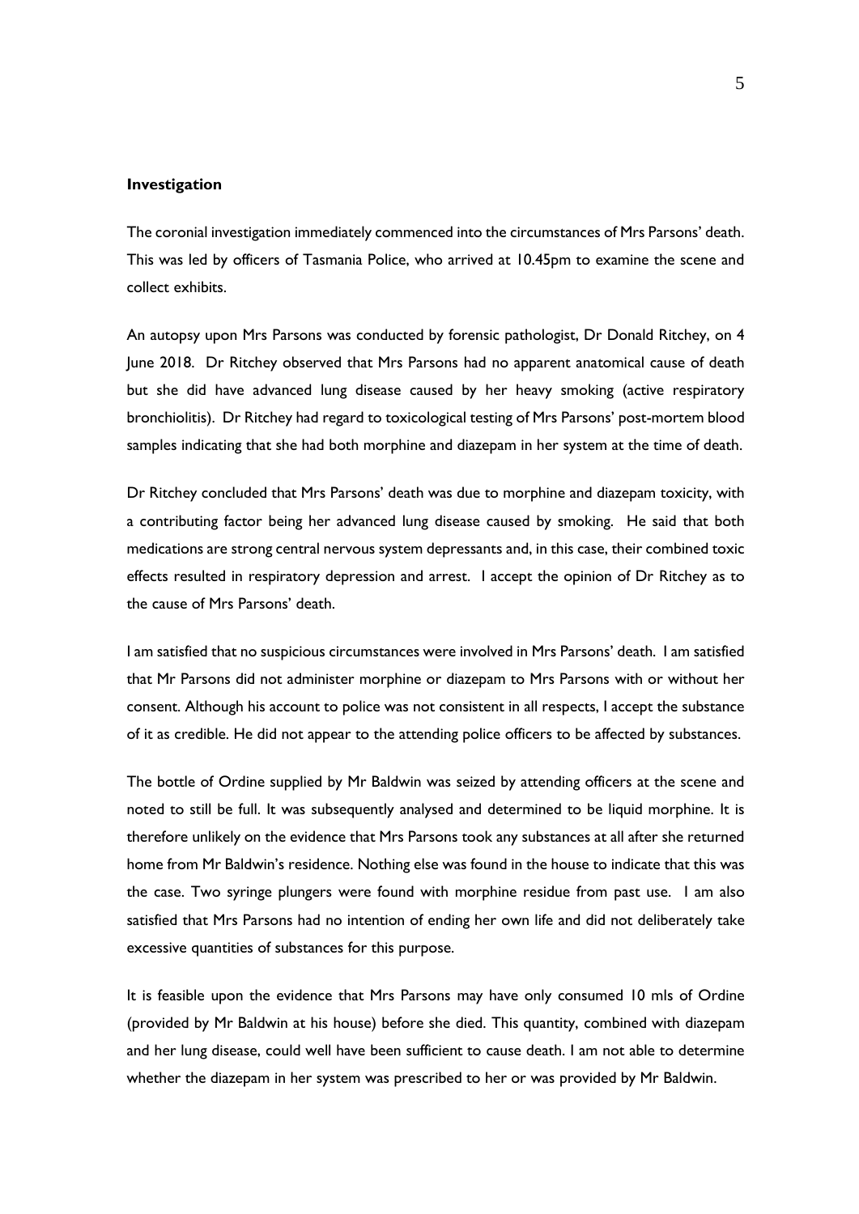**Investigation**

The coronial investigation immediately commenced into the circumstances of Mrs Parsons' death. This was led by officers of Tasmania Police, who arrived at 10.45pm to examine the scene and collect exhibits.

An autopsy upon Mrs Parsons was conducted by forensic pathologist, Dr Donald Ritchey, on 4 June 2018. Dr Ritchey observed that Mrs Parsons had no apparent anatomical cause of death but she did have advanced lung disease caused by her heavy smoking (active respiratory bronchiolitis). Dr Ritchey had regard to toxicological testing of Mrs Parsons' post-mortem blood samples indicating that she had both morphine and diazepam in her system at the time of death.

Dr Ritchey concluded that Mrs Parsons' death was due to morphine and diazepam toxicity, with a contributing factor being her advanced lung disease caused by smoking. He said that both medications are strong central nervous system depressants and, in this case, their combined toxic effects resulted in respiratory depression and arrest. I accept the opinion of Dr Ritchey as to the cause of Mrs Parsons' death.

I am satisfied that no suspicious circumstances were involved in Mrs Parsons' death. I am satisfied that Mr Parsons did not administer morphine or diazepam to Mrs Parsons with or without her consent. Although his account to police was not consistent in all respects, I accept the substance of it as credible. He did not appear to the attending police officers to be affected by substances.

The bottle of Ordine supplied by Mr Baldwin was seized by attending officers at the scene and noted to still be full. It was subsequently analysed and determined to be liquid morphine. It is therefore unlikely on the evidence that Mrs Parsons took any substances at all after she returned home from Mr Baldwin's residence. Nothing else was found in the house to indicate that this was the case. Two syringe plungers were found with morphine residue from past use. I am also satisfied that Mrs Parsons had no intention of ending her own life and did not deliberately take excessive quantities of substances for this purpose.

It is feasible upon the evidence that Mrs Parsons may have only consumed 10 mls of Ordine (provided by Mr Baldwin at his house) before she died. This quantity, combined with diazepam and her lung disease, could well have been sufficient to cause death. I am not able to determine whether the diazepam in her system was prescribed to her or was provided by Mr Baldwin.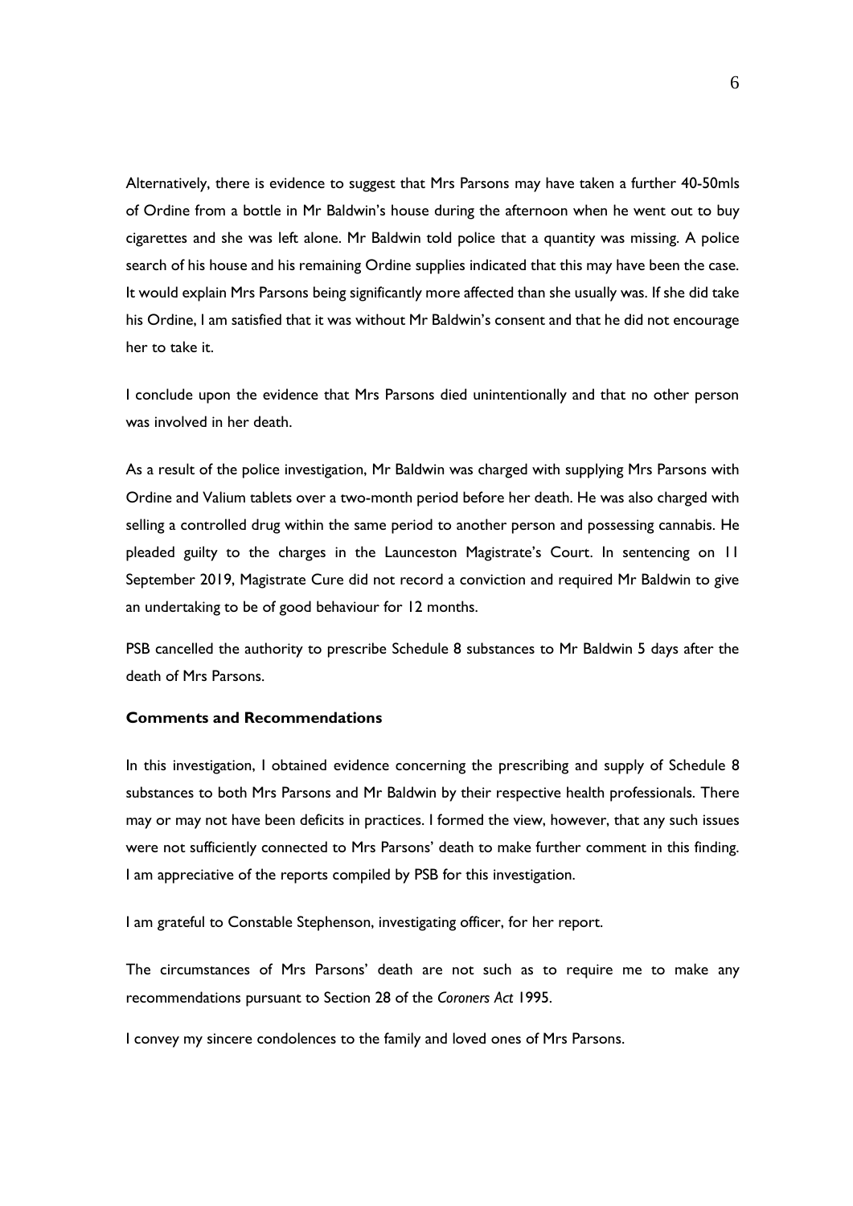Alternatively, there is evidence to suggest that Mrs Parsons may have taken a further 40-50mls of Ordine from a bottle in Mr Baldwin's house during the afternoon when he went out to buy cigarettes and she was left alone. Mr Baldwin told police that a quantity was missing. A police search of his house and his remaining Ordine supplies indicated that this may have been the case. It would explain Mrs Parsons being significantly more affected than she usually was. If she did take his Ordine, I am satisfied that it was without Mr Baldwin's consent and that he did not encourage her to take it.

I conclude upon the evidence that Mrs Parsons died unintentionally and that no other person was involved in her death.

As a result of the police investigation, Mr Baldwin was charged with supplying Mrs Parsons with Ordine and Valium tablets over a two-month period before her death. He was also charged with selling a controlled drug within the same period to another person and possessing cannabis. He pleaded guilty to the charges in the Launceston Magistrate's Court. In sentencing on 11 September 2019, Magistrate Cure did not record a conviction and required Mr Baldwin to give an undertaking to be of good behaviour for 12 months.

PSB cancelled the authority to prescribe Schedule 8 substances to Mr Baldwin 5 days after the death of Mrs Parsons.

**Comments and Recommendations**

In this investigation, I obtained evidence concerning the prescribing and supply of Schedule 8 substances to both Mrs Parsons and Mr Baldwin by their respective health professionals. There may or may not have been deficits in practices. I formed the view, however, that any such issues were not sufficiently connected to Mrs Parsons' death to make further comment in this finding. I am appreciative of the reports compiled by PSB for this investigation.

I am grateful to Constable Stephenson, investigating officer, for her report.

The circumstances of Mrs Parsons' death are not such as to require me to make any recommendations pursuant to Section 28 of the *Coroners Act* 1995.

I convey my sincere condolences to the family and loved ones of Mrs Parsons.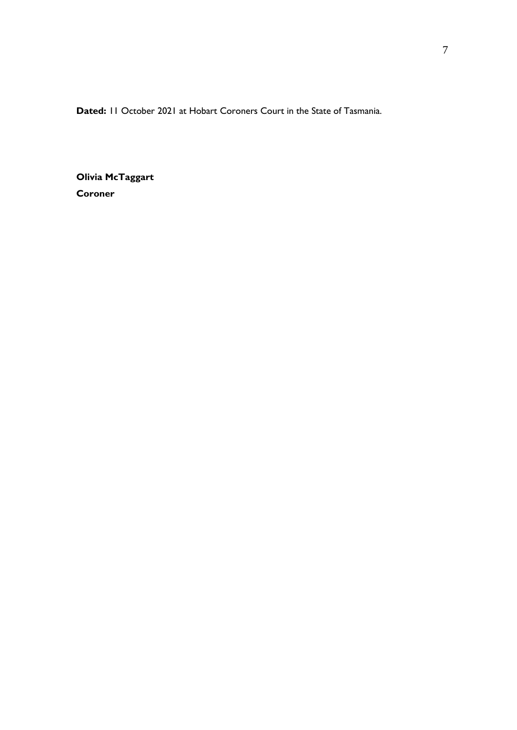**Dated:** 11 October 2021 at Hobart Coroners Court in the State of Tasmania.

**Olivia McTaggart**
**Coroner**